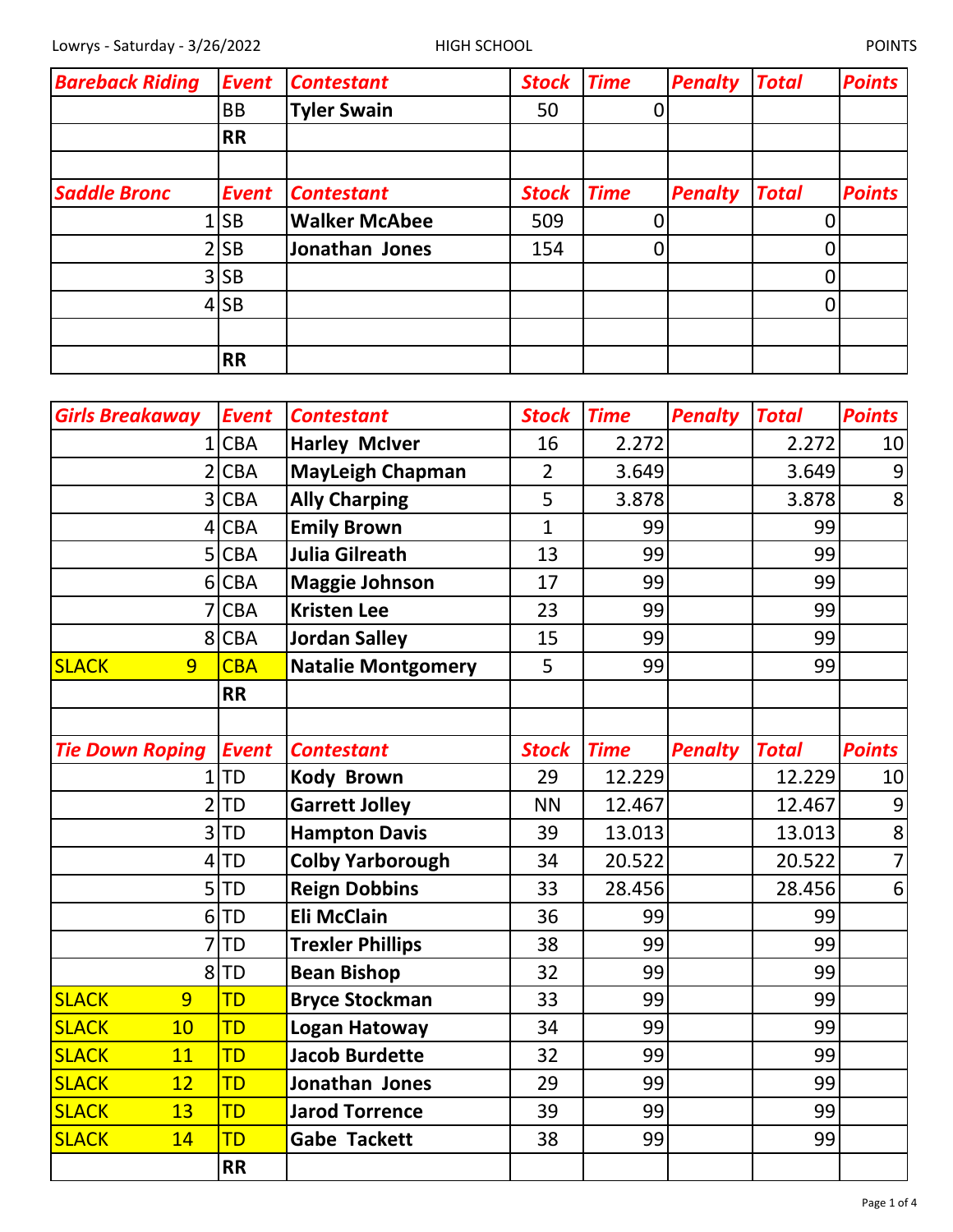Lowrys - Saturday - 3/26/2022 HIGH SCHOOL POINTS

| Bareback Riding | Event | Contestant | Stock | Time | Penalty | Total | Points |
|---|---|---|---|---|---|---|---|
| | BB | **Tyler Swain** | 50 | 0 | | | |
| | **RR** | | | | | | |
| | | | | | | | |

| Saddle Bronc | Event | Contestant | Stock | Time | Penalty | Total | Points |
|---|---|---|---|---|---|---|---|
| 1 | SB | **Walker McAbee** | 509 | 0 | | 0 | |
| 2 | SB | **Jonathan Jones** | 154 | 0 | | 0 | |
| 3 | SB | | | | | 0 | |
| 4 | SB | | | | | 0 | |
| | | | | | | | |
| | **RR** | | | | | | |

| Girls Breakaway | Event | Contestant | Stock | Time | Penalty | Total | Points |
|---|---|---|---|---|---|---|---|
| 1 | CBA | **Harley McIver** | 16 | 2.272 | | 2.272 | 10 |
| 2 | CBA | **MayLeigh Chapman** | 2 | 3.649 | | 3.649 | 9 |
| 3 | CBA | **Ally Charping** | 5 | 3.878 | | 3.878 | 8 |
| 4 | CBA | **Emily Brown** | 1 | 99 | | 99 | |
| 5 | CBA | **Julia Gilreath** | 13 | 99 | | 99 | |
| 6 | CBA | **Maggie Johnson** | 17 | 99 | | 99 | |
| 7 | CBA | **Kristen Lee** | 23 | 99 | | 99 | |
| 8 | CBA | **Jordan Salley** | 15 | 99 | | 99 | |
| SLACK 9 | CBA | **Natalie Montgomery** | 5 | 99 | | 99 | |
| | **RR** | | | | | | |
| | | | | | | | |

| Tie Down Roping | Event | Contestant | Stock | Time | Penalty | Total | Points |
|---|---|---|---|---|---|---|---|
| 1 | TD | **Kody Brown** | 29 | 12.229 | | 12.229 | 10 |
| 2 | TD | **Garrett Jolley** | NN | 12.467 | | 12.467 | 9 |
| 3 | TD | **Hampton Davis** | 39 | 13.013 | | 13.013 | 8 |
| 4 | TD | **Colby Yarborough** | 34 | 20.522 | | 20.522 | 7 |
| 5 | TD | **Reign Dobbins** | 33 | 28.456 | | 28.456 | 6 |
| 6 | TD | **Eli McClain** | 36 | 99 | | 99 | |
| 7 | TD | **Trexler Phillips** | 38 | 99 | | 99 | |
| 8 | TD | **Bean Bishop** | 32 | 99 | | 99 | |
| SLACK 9 | TD | **Bryce Stockman** | 33 | 99 | | 99 | |
| SLACK 10 | TD | **Logan Hatoway** | 34 | 99 | | 99 | |
| SLACK 11 | TD | **Jacob Burdette** | 32 | 99 | | 99 | |
| SLACK 12 | TD | **Jonathan Jones** | 29 | 99 | | 99 | |
| SLACK 13 | TD | **Jarod Torrence** | 39 | 99 | | 99 | |
| SLACK 14 | TD | **Gabe Tackett** | 38 | 99 | | 99 | |
| | **RR** | | | | | | |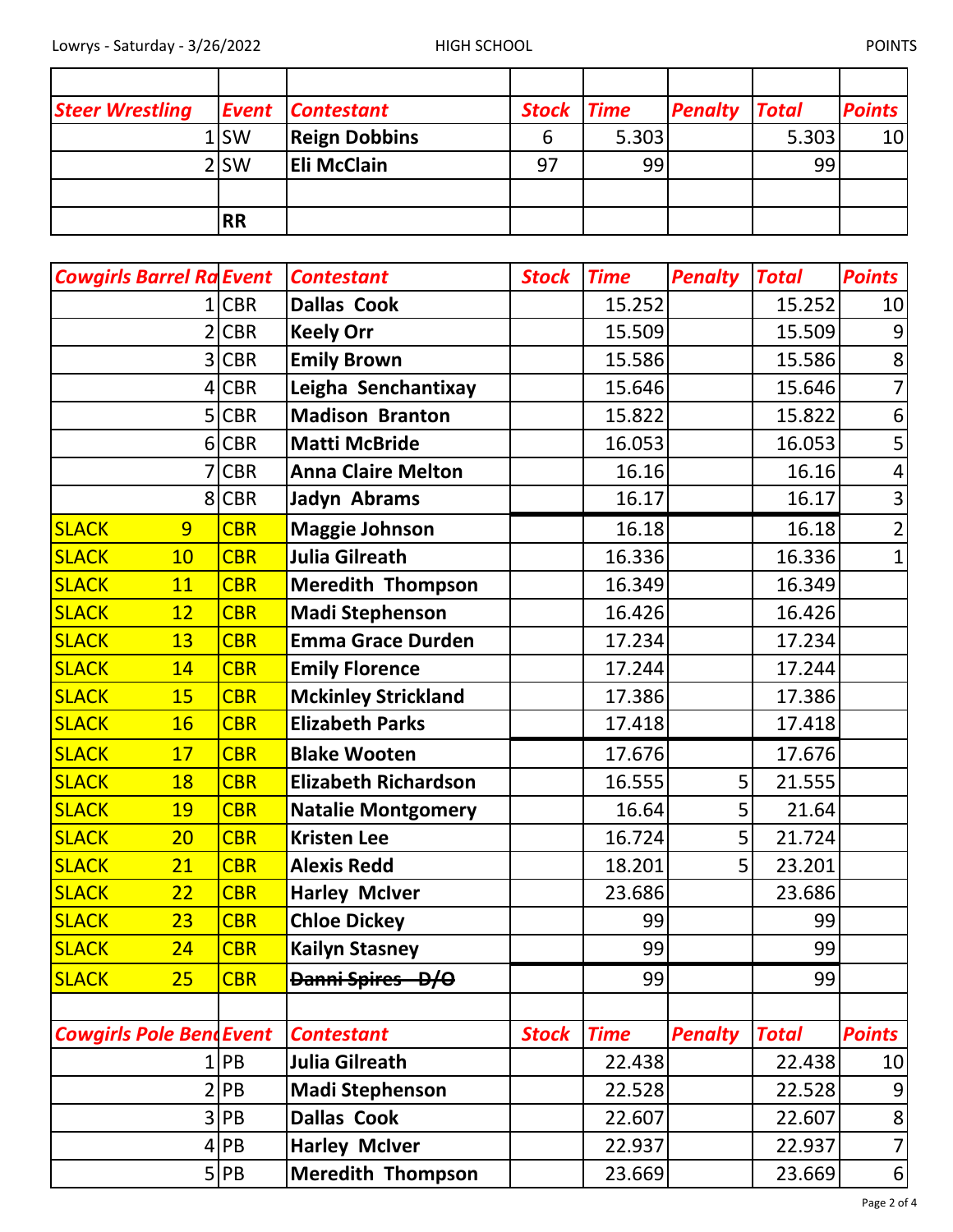Lowrys - Saturday - 3/26/2022 HIGH SCHOOL POINTS

| Steer Wrestling | Event | Contestant | Stock | Time | Penalty | Total | Points |
|---|---|---|---|---|---|---|---|
| 1 | SW | Reign Dobbins | 6 | 5.303 | | 5.303 | 10 |
| 2 | SW | Eli McClain | 97 | 99 | | 99 | |
| | | | | | | | |
| | RR | | | | | | |

| Cowgirls Barrel Ra | Event | Contestant | Stock | Time | Penalty | Total | Points |
|---|---|---|---|---|---|---|---|
| 1 | CBR | Dallas Cook | | 15.252 | | 15.252 | 10 |
| 2 | CBR | Keely Orr | | 15.509 | | 15.509 | 9 |
| 3 | CBR | Emily Brown | | 15.586 | | 15.586 | 8 |
| 4 | CBR | Leigha Senchantixay | | 15.646 | | 15.646 | 7 |
| 5 | CBR | Madison Branton | | 15.822 | | 15.822 | 6 |
| 6 | CBR | Matti McBride | | 16.053 | | 16.053 | 5 |
| 7 | CBR | Anna Claire Melton | | 16.16 | | 16.16 | 4 |
| 8 | CBR | Jadyn Abrams | | 16.17 | | 16.17 | 3 |
| SLACK 9 | CBR | Maggie Johnson | | 16.18 | | 16.18 | 2 |
| SLACK 10 | CBR | Julia Gilreath | | 16.336 | | 16.336 | 1 |
| SLACK 11 | CBR | Meredith Thompson | | 16.349 | | 16.349 | |
| SLACK 12 | CBR | Madi Stephenson | | 16.426 | | 16.426 | |
| SLACK 13 | CBR | Emma Grace Durden | | 17.234 | | 17.234 | |
| SLACK 14 | CBR | Emily Florence | | 17.244 | | 17.244 | |
| SLACK 15 | CBR | Mckinley Strickland | | 17.386 | | 17.386 | |
| SLACK 16 | CBR | Elizabeth Parks | | 17.418 | | 17.418 | |
| SLACK 17 | CBR | Blake Wooten | | 17.676 | | 17.676 | |
| SLACK 18 | CBR | Elizabeth Richardson | | 16.555 | 5 | 21.555 | |
| SLACK 19 | CBR | Natalie Montgomery | | 16.64 | 5 | 21.64 | |
| SLACK 20 | CBR | Kristen Lee | | 16.724 | 5 | 21.724 | |
| SLACK 21 | CBR | Alexis Redd | | 18.201 | 5 | 23.201 | |
| SLACK 22 | CBR | Harley McIver | | 23.686 | | 23.686 | |
| SLACK 23 | CBR | Chloe Dickey | | 99 | | 99 | |
| SLACK 24 | CBR | Kailyn Stasney | | 99 | | 99 | |
| SLACK 25 | CBR | ~~Danni Spires - D/O~~ | | 99 | | 99 | |

| Cowgirls Pole Bend | Event | Contestant | Stock | Time | Penalty | Total | Points |
|---|---|---|---|---|---|---|---|
| 1 | PB | Julia Gilreath | | 22.438 | | 22.438 | 10 |
| 2 | PB | Madi Stephenson | | 22.528 | | 22.528 | 9 |
| 3 | PB | Dallas Cook | | 22.607 | | 22.607 | 8 |
| 4 | PB | Harley McIver | | 22.937 | | 22.937 | 7 |
| 5 | PB | Meredith Thompson | | 23.669 | | 23.669 | 6 |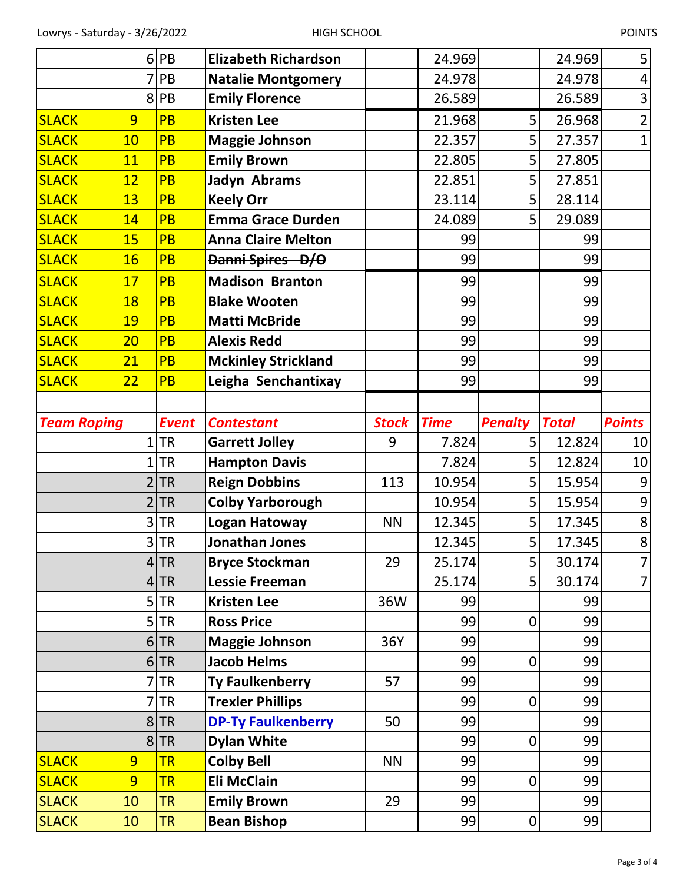| | | | | | | | |
|---|---|---|---|---|---|---|---|
| 6 | PB | **Elizabeth Richardson** | | 24.969 | | 24.969 | 5 |
| 7 | PB | **Natalie Montgomery** | | 24.978 | | 24.978 | 4 |
| 8 | PB | **Emily Florence** | | 26.589 | | 26.589 | 3 |
| SLACK 9 | PB | **Kristen Lee** | | 21.968 | 5 | 26.968 | 2 |
| SLACK 10 | PB | **Maggie Johnson** | | 22.357 | 5 | 27.357 | 1 |
| SLACK 11 | PB | **Emily Brown** | | 22.805 | 5 | 27.805 | |
| SLACK 12 | PB | **Jadyn Abrams** | | 22.851 | 5 | 27.851 | |
| SLACK 13 | PB | **Keely Orr** | | 23.114 | 5 | 28.114 | |
| SLACK 14 | PB | **Emma Grace Durden** | | 24.089 | 5 | 29.089 | |
| SLACK 15 | PB | **Anna Claire Melton** | | 99 | | 99 | |
| SLACK 16 | PB | **~~Danni Spires D/O~~** | | 99 | | 99 | |
| SLACK 17 | PB | **Madison Branton** | | 99 | | 99 | |
| SLACK 18 | PB | **Blake Wooten** | | 99 | | 99 | |
| SLACK 19 | PB | **Matti McBride** | | 99 | | 99 | |
| SLACK 20 | PB | **Alexis Redd** | | 99 | | 99 | |
| SLACK 21 | PB | **Mckinley Strickland** | | 99 | | 99 | |
| SLACK 22 | PB | **Leigha Senchantixay** | | 99 | | 99 | |

| ***Team Roping*** | ***Event*** | ***Contestant*** | ***Stock*** | ***Time*** | ***Penalty*** | ***Total*** | ***Points*** |
|---|---|---|---|---|---|---|---|
| 1 | TR | **Garrett Jolley** | 9 | 7.824 | 5 | 12.824 | 10 |
| 1 | TR | **Hampton Davis** | | 7.824 | 5 | 12.824 | 10 |
| 2 | TR | **Reign Dobbins** | 113 | 10.954 | 5 | 15.954 | 9 |
| 2 | TR | **Colby Yarborough** | | 10.954 | 5 | 15.954 | 9 |
| 3 | TR | **Logan Hatoway** | NN | 12.345 | 5 | 17.345 | 8 |
| 3 | TR | **Jonathan Jones** | | 12.345 | 5 | 17.345 | 8 |
| 4 | TR | **Bryce Stockman** | 29 | 25.174 | 5 | 30.174 | 7 |
| 4 | TR | **Lessie Freeman** | | 25.174 | 5 | 30.174 | 7 |
| 5 | TR | **Kristen Lee** | 36W | 99 | | 99 | |
| 5 | TR | **Ross Price** | | 99 | 0 | 99 | |
| 6 | TR | **Maggie Johnson** | 36Y | 99 | | 99 | |
| 6 | TR | **Jacob Helms** | | 99 | 0 | 99 | |
| 7 | TR | **Ty Faulkenberry** | 57 | 99 | | 99 | |
| 7 | TR | **Trexler Phillips** | | 99 | 0 | 99 | |
| 8 | TR | **DP-Ty Faulkenberry** | 50 | 99 | | 99 | |
| 8 | TR | **Dylan White** | | 99 | 0 | 99 | |
| SLACK 9 | TR | **Colby Bell** | NN | 99 | | 99 | |
| SLACK 9 | TR | **Eli McClain** | | 99 | 0 | 99 | |
| SLACK 10 | TR | **Emily Brown** | 29 | 99 | | 99 | |
| SLACK 10 | TR | **Bean Bishop** | | 99 | 0 | 99 | |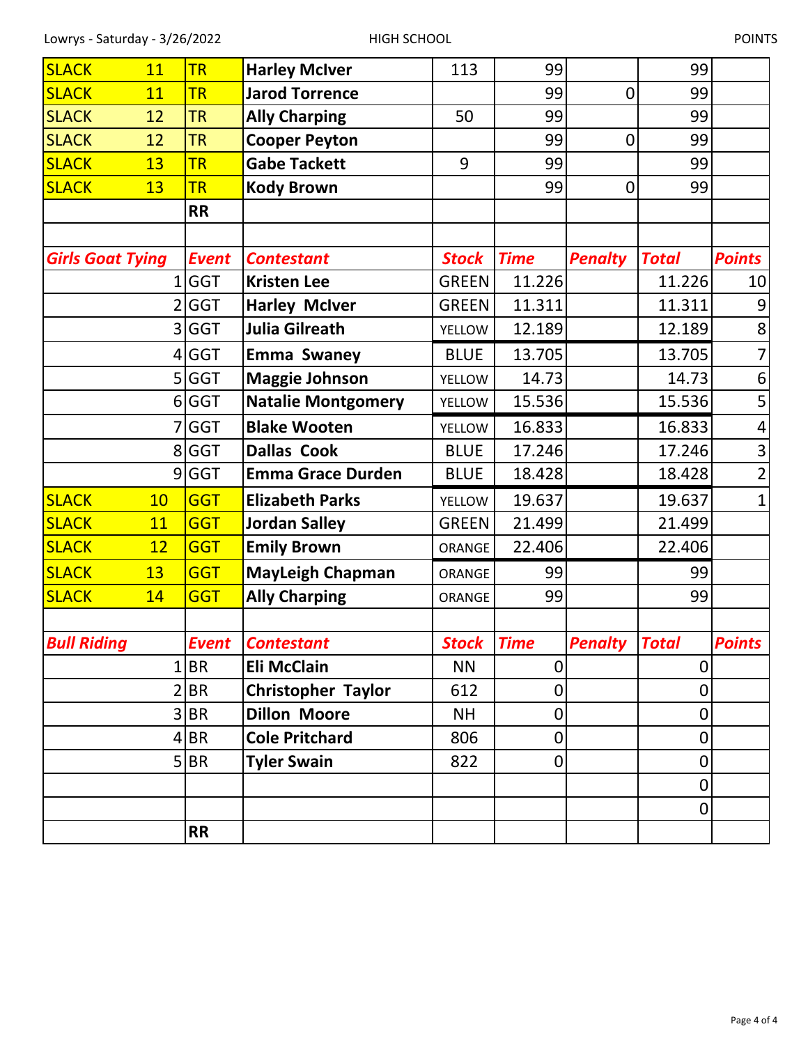| | | | | | | | |
|---|---|---|---|---|---|---|---|
| SLACK 11 | TR | Harley McIver | 113 | 99 | | 99 | |
| SLACK 11 | TR | Jarod Torrence | | 99 | 0 | 99 | |
| SLACK 12 | TR | Ally Charping | 50 | 99 | | 99 | |
| SLACK 12 | TR | Cooper Peyton | | 99 | 0 | 99 | |
| SLACK 13 | TR | Gabe Tackett | 9 | 99 | | 99 | |
| SLACK 13 | TR | Kody Brown | | 99 | 0 | 99 | |
| | RR | | | | | | |

| *Girls Goat Tying* | *Event* | *Contestant* | *Stock* | *Time* | *Penalty* | *Total* | *Points* |
|---|---|---|---|---|---|---|---|
| 1 | GGT | Kristen Lee | GREEN | 11.226 | | 11.226 | 10 |
| 2 | GGT | Harley McIver | GREEN | 11.311 | | 11.311 | 9 |
| 3 | GGT | Julia Gilreath | YELLOW | 12.189 | | 12.189 | 8 |
| 4 | GGT | Emma Swaney | BLUE | 13.705 | | 13.705 | 7 |
| 5 | GGT | Maggie Johnson | YELLOW | 14.73 | | 14.73 | 6 |
| 6 | GGT | Natalie Montgomery | YELLOW | 15.536 | | 15.536 | 5 |
| 7 | GGT | Blake Wooten | YELLOW | 16.833 | | 16.833 | 4 |
| 8 | GGT | Dallas Cook | BLUE | 17.246 | | 17.246 | 3 |
| 9 | GGT | Emma Grace Durden | BLUE | 18.428 | | 18.428 | 2 |
| SLACK 10 | GGT | Elizabeth Parks | YELLOW | 19.637 | | 19.637 | 1 |
| SLACK 11 | GGT | Jordan Salley | GREEN | 21.499 | | 21.499 | |
| SLACK 12 | GGT | Emily Brown | ORANGE | 22.406 | | 22.406 | |
| SLACK 13 | GGT | MayLeigh Chapman | ORANGE | 99 | | 99 | |
| SLACK 14 | GGT | Ally Charping | ORANGE | 99 | | 99 | |

| *Bull Riding* | *Event* | *Contestant* | *Stock* | *Time* | *Penalty* | *Total* | *Points* |
|---|---|---|---|---|---|---|---|
| 1 | BR | Eli McClain | NN | 0 | | 0 | |
| 2 | BR | Christopher Taylor | 612 | 0 | | 0 | |
| 3 | BR | Dillon Moore | NH | 0 | | 0 | |
| 4 | BR | Cole Pritchard | 806 | 0 | | 0 | |
| 5 | BR | Tyler Swain | 822 | 0 | | 0 | |
| | | | | | | 0 | |
| | | | | | | 0 | |
| | RR | | | | | | |